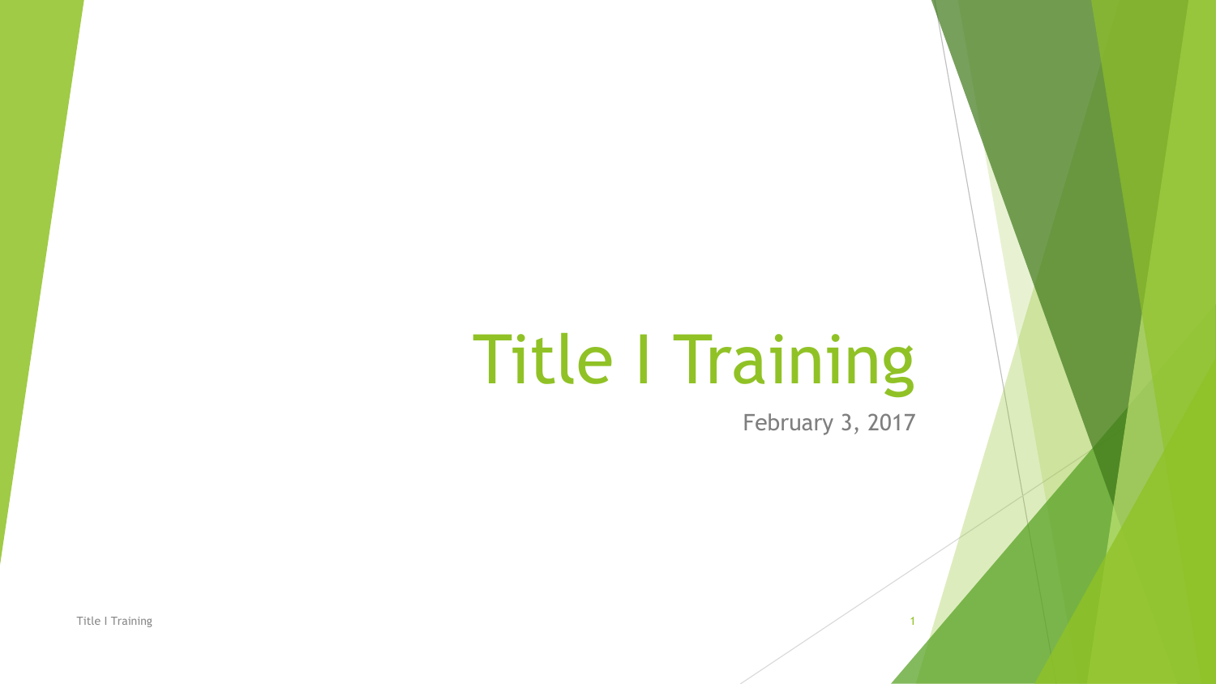# Title I Training

February 3, 2017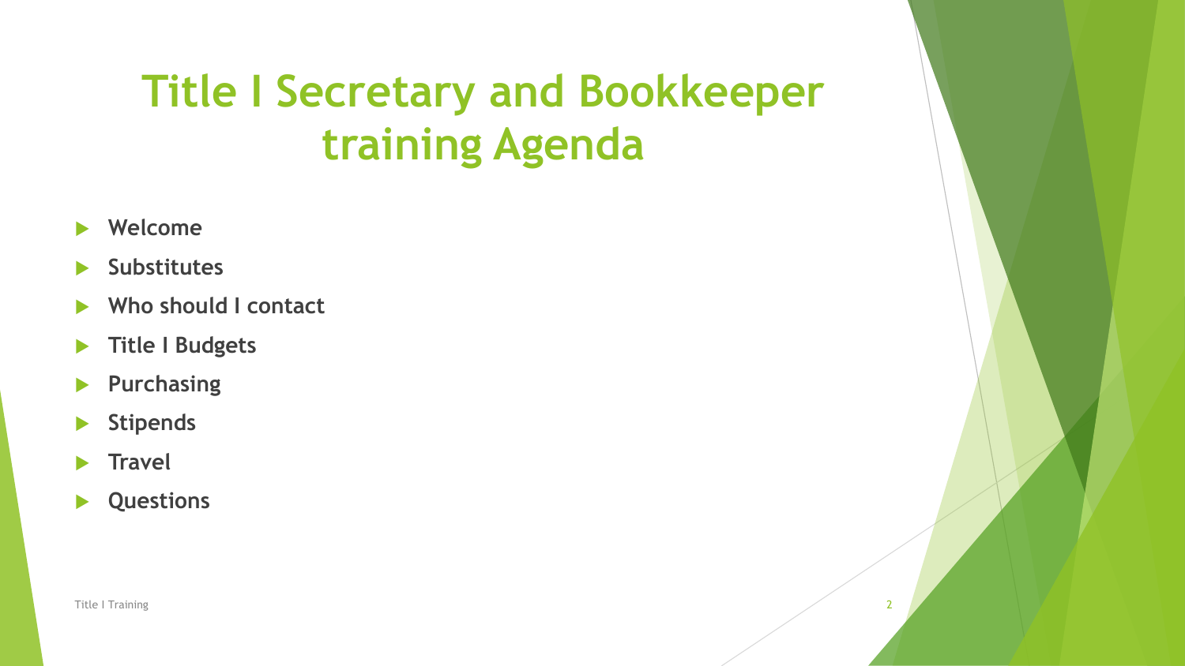# Title I Secretary and Bookkeeper training Agenda

- **Welcome**
- **Substitutes**
- **Who should I contact**
- **Title I Budgets**
- **Purchasing**
- **Stipends**
- **Travel**
- **Questions**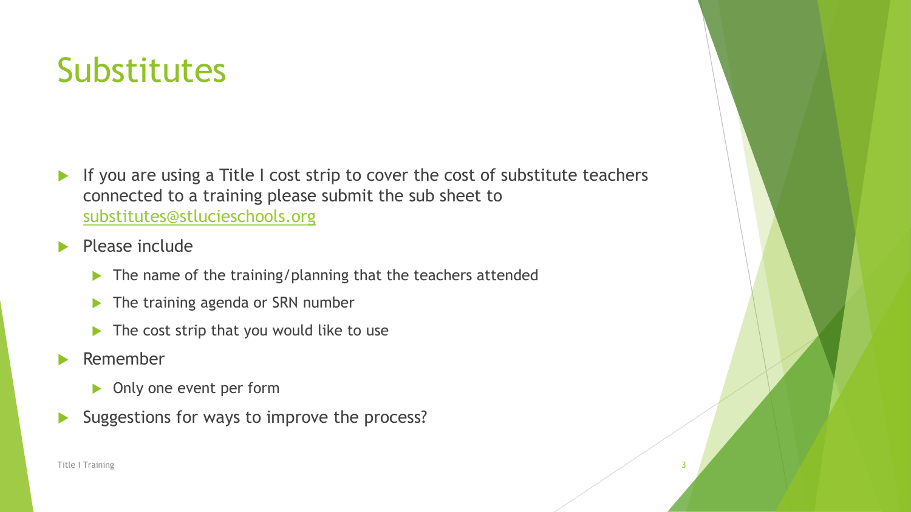# Substitutes

- If you are using a Title I cost strip to cover the cost of substitute teachers connected to a training please submit the sub sheet to substitutes@stlucieschools.org
- Please include
  - The name of the training/planning that the teachers attended
  - The training agenda or SRN number
  - The cost strip that you would like to use
- Remember
  - Only one event per form
- Suggestions for ways to improve the process?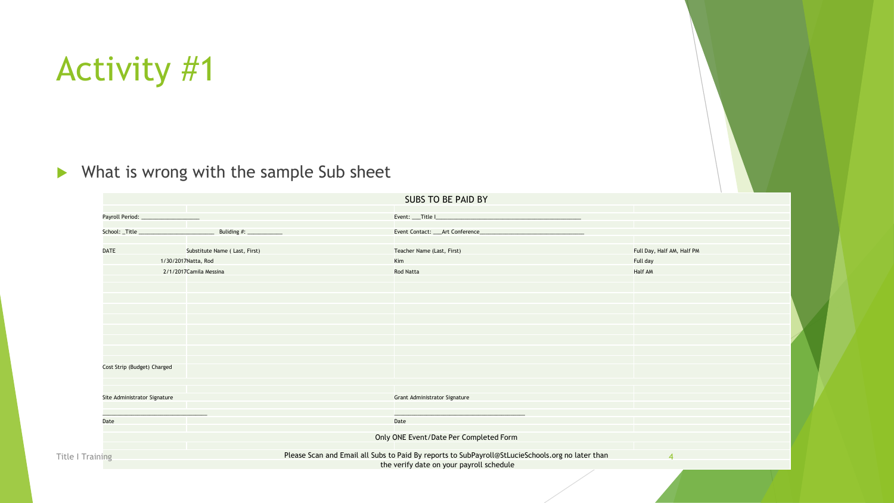# Activity #1

- What is wrong with the sample Sub sheet

SUBS TO BE PAID BY

Payroll Period: ________________

Event: ___Title I___________________________________________

School: _Title ______________________ Buliding #: __________

Event Contact: ___Art Conference_______________________________

| DATE | Substitute Name ( Last, First) | Teacher Name (Last, First) | Full Day, Half AM, Half PM |
|---|---|---|---|
| 1/30/2017 | Natta, Rod | Kim | Full day |
| 2/1/2017 | Camila Messina | Rod Natta | Half AM |
| | | | |
| | | | |
| | | | |
| | | | |
| | | | |
| | | | |
| | | | |

Cost Strip (Budget) Charged

Site Administrator Signature

______________________________

Date

Grant Administrator Signature

____________________________________

Date

Only ONE Event/Date Per Completed Form

Please Scan and Email all Subs to Paid By reports to SubPayroll@StLucieSchools.org no later than the verify date on your payroll schedule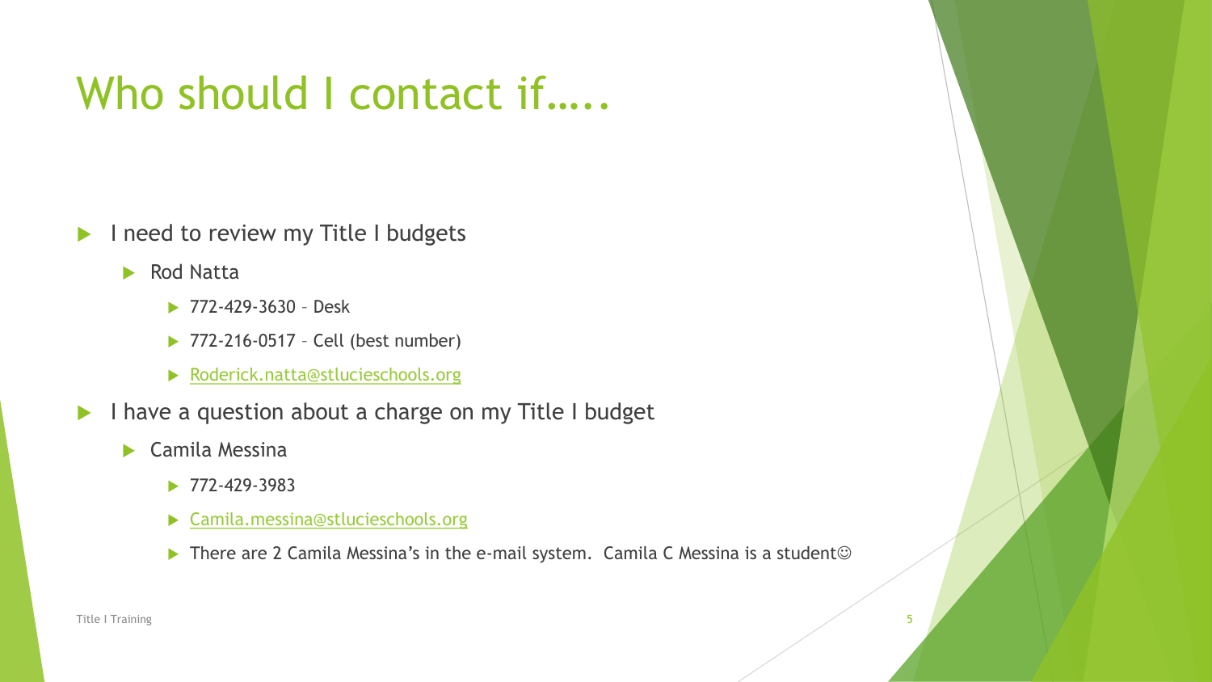# Who should I contact if…..

- I need to review my Title I budgets
  - Rod Natta
    - 772-429-3630 – Desk
    - 772-216-0517 – Cell (best number)
    - Roderick.natta@stlucieschools.org
- I have a question about a charge on my Title I budget
  - Camila Messina
    - 772-429-3983
    - Camila.messina@stlucieschools.org
    - There are 2 Camila Messina's in the e-mail system. Camila C Messina is a student☺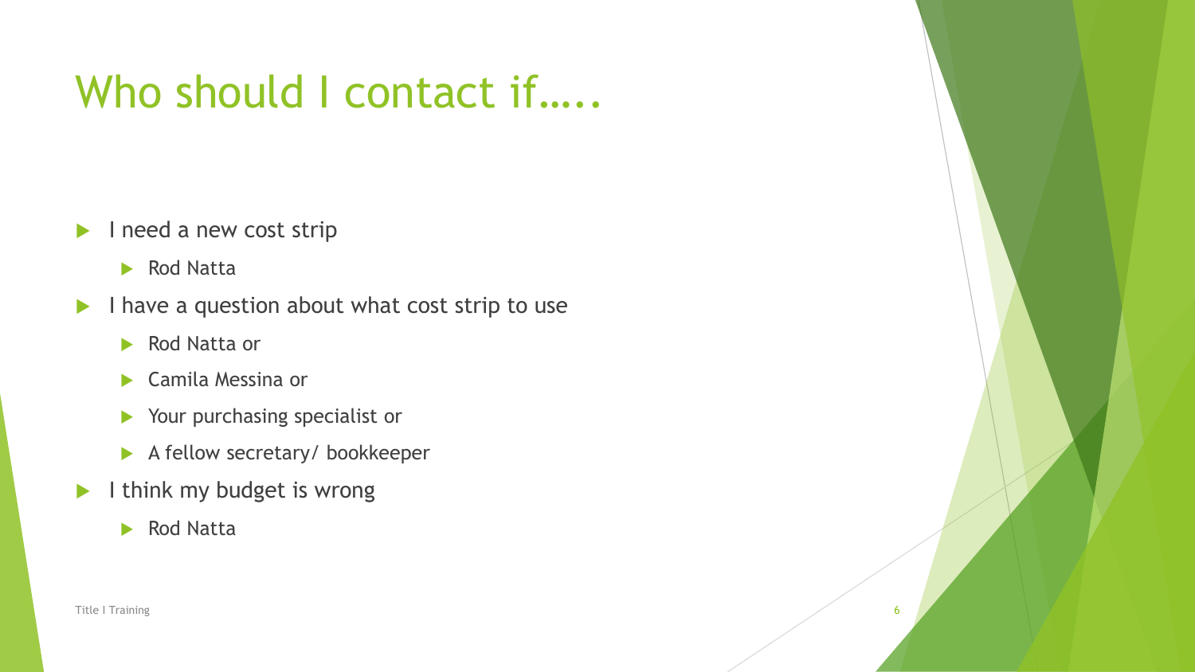# Who should I contact if…..

- I need a new cost strip
  - Rod Natta
- I have a question about what cost strip to use
  - Rod Natta or
  - Camila Messina or
  - Your purchasing specialist or
  - A fellow secretary/ bookkeeper
- I think my budget is wrong
  - Rod Natta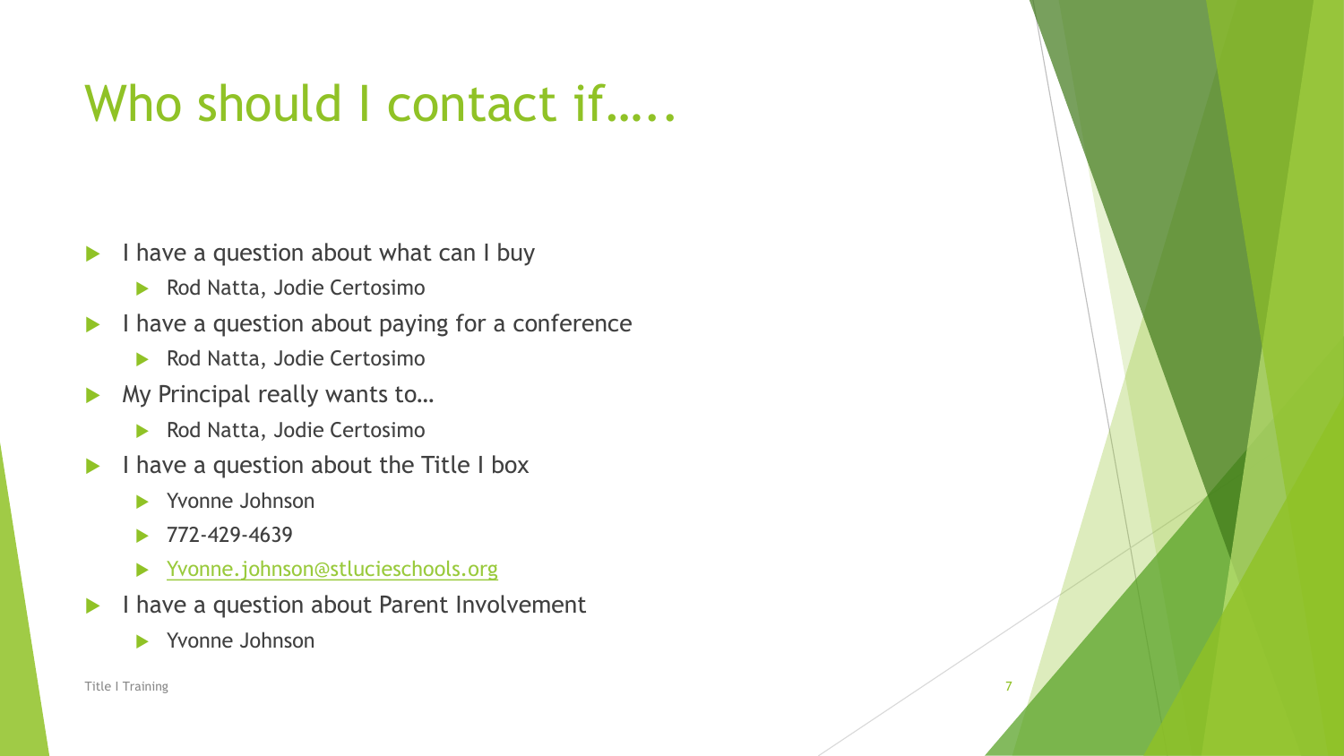# Who should I contact if…..

- I have a question about what can I buy
  - Rod Natta, Jodie Certosimo
- I have a question about paying for a conference
  - Rod Natta, Jodie Certosimo
- My Principal really wants to…
  - Rod Natta, Jodie Certosimo
- I have a question about the Title I box
  - Yvonne Johnson
  - 772-429-4639
  - Yvonne.johnson@stlucieschools.org
- I have a question about Parent Involvement
  - Yvonne Johnson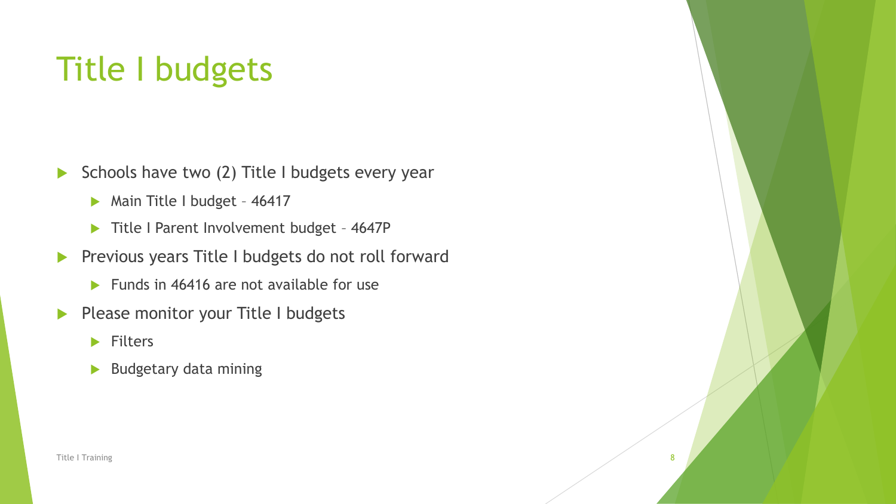# Title I budgets

- Schools have two (2) Title I budgets every year
  - Main Title I budget – 46417
  - Title I Parent Involvement budget – 4647P
- Previous years Title I budgets do not roll forward
  - Funds in 46416 are not available for use
- Please monitor your Title I budgets
  - Filters
  - Budgetary data mining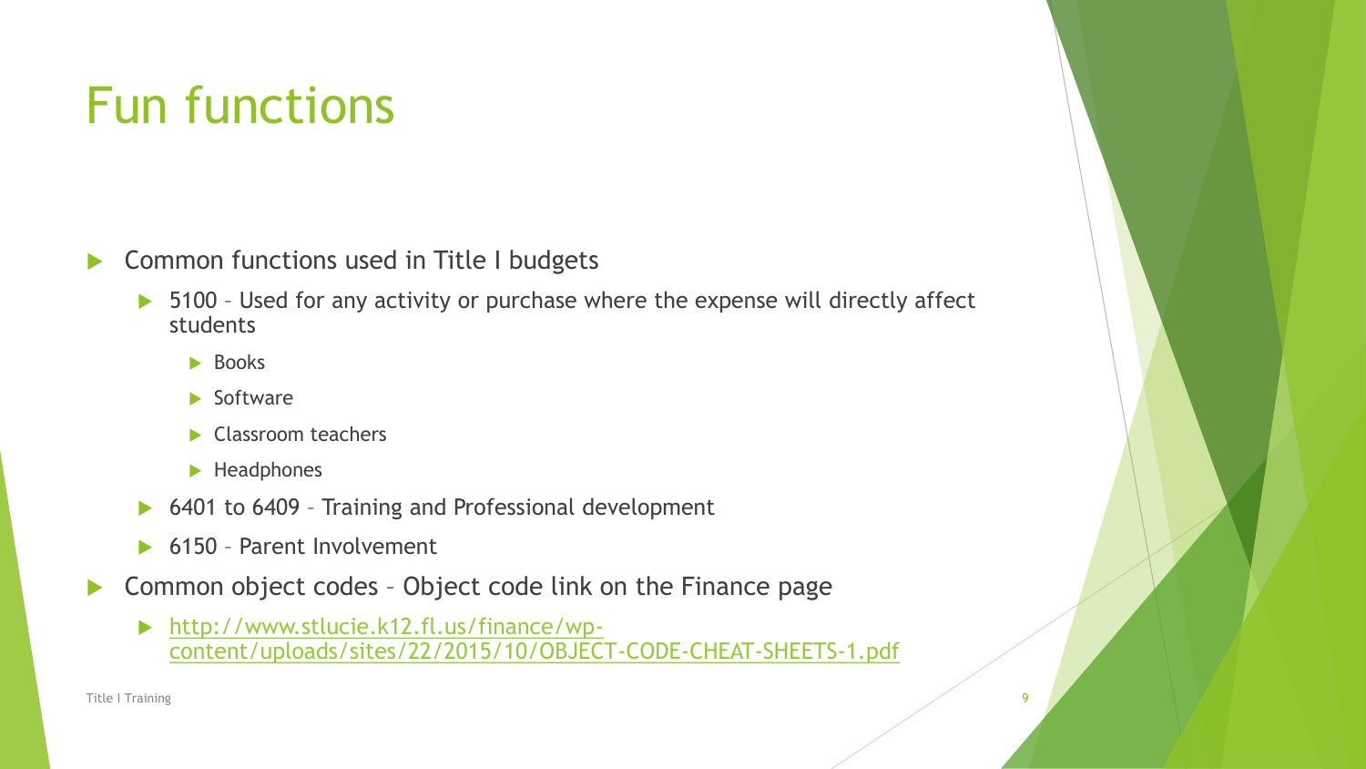# Fun functions

- Common functions used in Title I budgets
  - 5100 – Used for any activity or purchase where the expense will directly affect students
    - Books
    - Software
    - Classroom teachers
    - Headphones
  - 6401 to 6409 – Training and Professional development
  - 6150 – Parent Involvement
- Common object codes – Object code link on the Finance page
  - [http://www.stlucie.k12.fl.us/finance/wp-content/uploads/sites/22/2015/10/OBJECT-CODE-CHEAT-SHEETS-1.pdf](http://www.stlucie.k12.fl.us/finance/wp-content/uploads/sites/22/2015/10/OBJECT-CODE-CHEAT-SHEETS-1.pdf)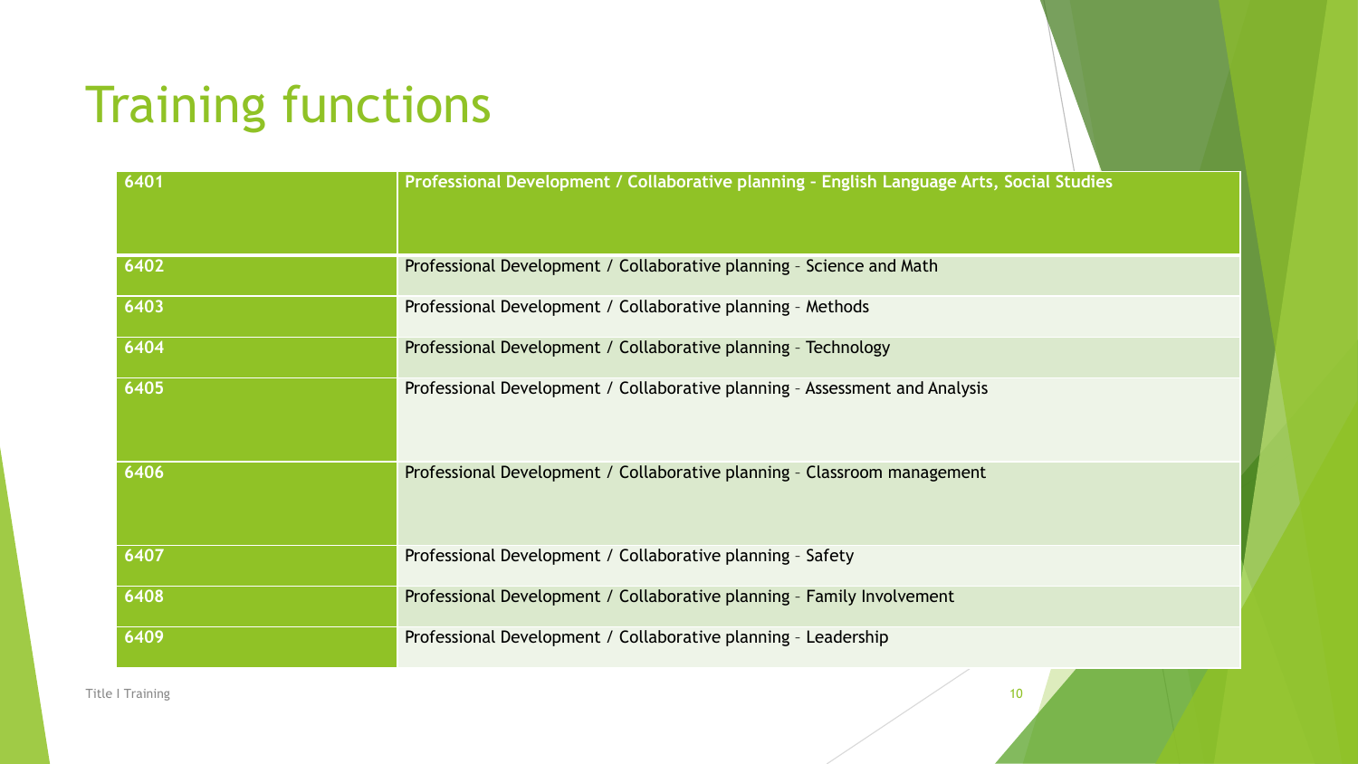# Training functions

| 6401 | Professional Development / Collaborative planning - English Language Arts, Social Studies |
|---|---|
| 6402 | Professional Development / Collaborative planning – Science and Math |
| 6403 | Professional Development / Collaborative planning – Methods |
| 6404 | Professional Development / Collaborative planning – Technology |
| 6405 | Professional Development / Collaborative planning – Assessment and Analysis |
| 6406 | Professional Development / Collaborative planning – Classroom management |
| 6407 | Professional Development / Collaborative planning – Safety |
| 6408 | Professional Development / Collaborative planning – Family Involvement |
| 6409 | Professional Development / Collaborative planning – Leadership |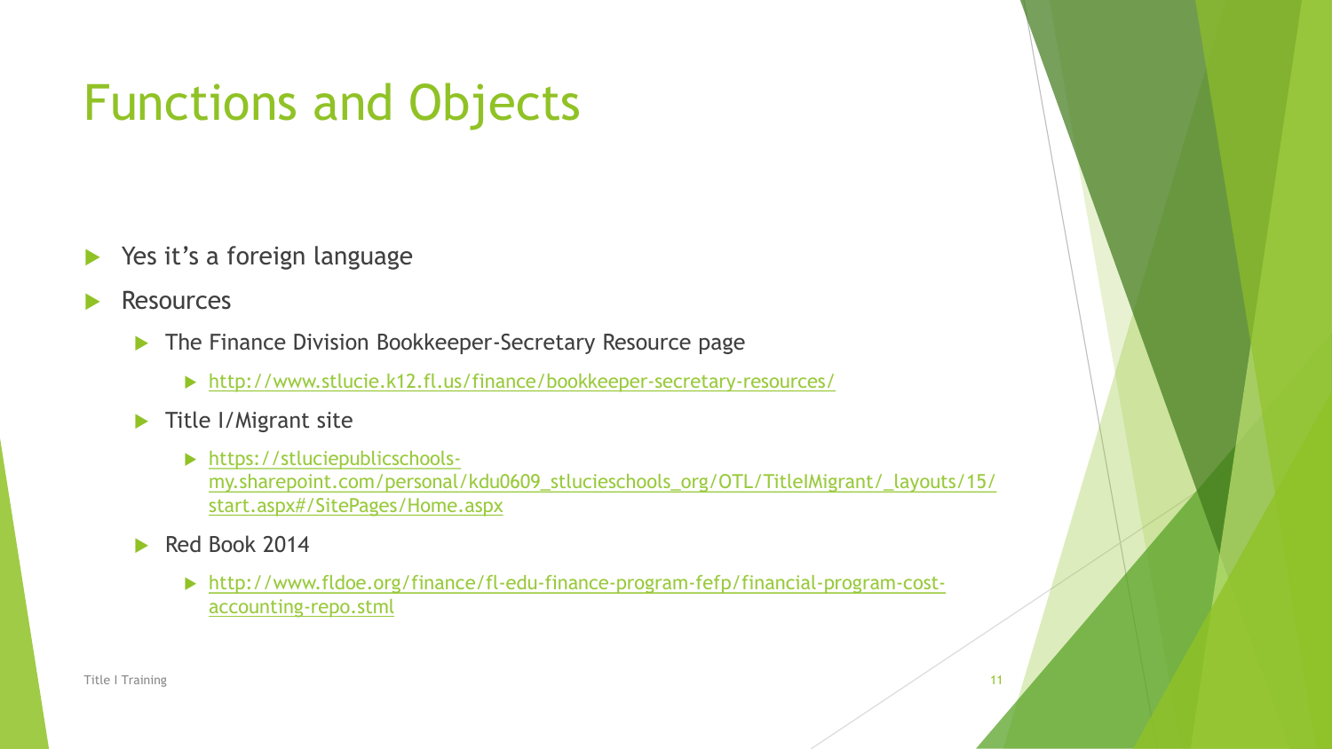# Functions and Objects

- Yes it's a foreign language
- Resources
  - The Finance Division Bookkeeper-Secretary Resource page
    - http://www.stlucie.k12.fl.us/finance/bookkeeper-secretary-resources/
  - Title I/Migrant site
    - https://stluciepublicschools-my.sharepoint.com/personal/kdu0609_stlucieschools_org/OTL/TitleIMigrant/_layouts/15/start.aspx#/SitePages/Home.aspx
  - Red Book 2014
    - http://www.fldoe.org/finance/fl-edu-finance-program-fefp/financial-program-cost-accounting-repo.stml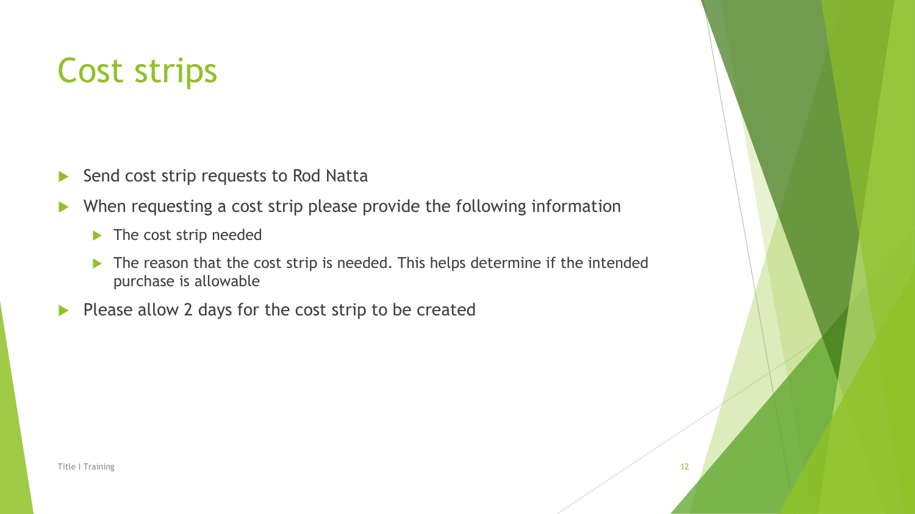# Cost strips

- Send cost strip requests to Rod Natta
- When requesting a cost strip please provide the following information
  - The cost strip needed
  - The reason that the cost strip is needed. This helps determine if the intended purchase is allowable
- Please allow 2 days for the cost strip to be created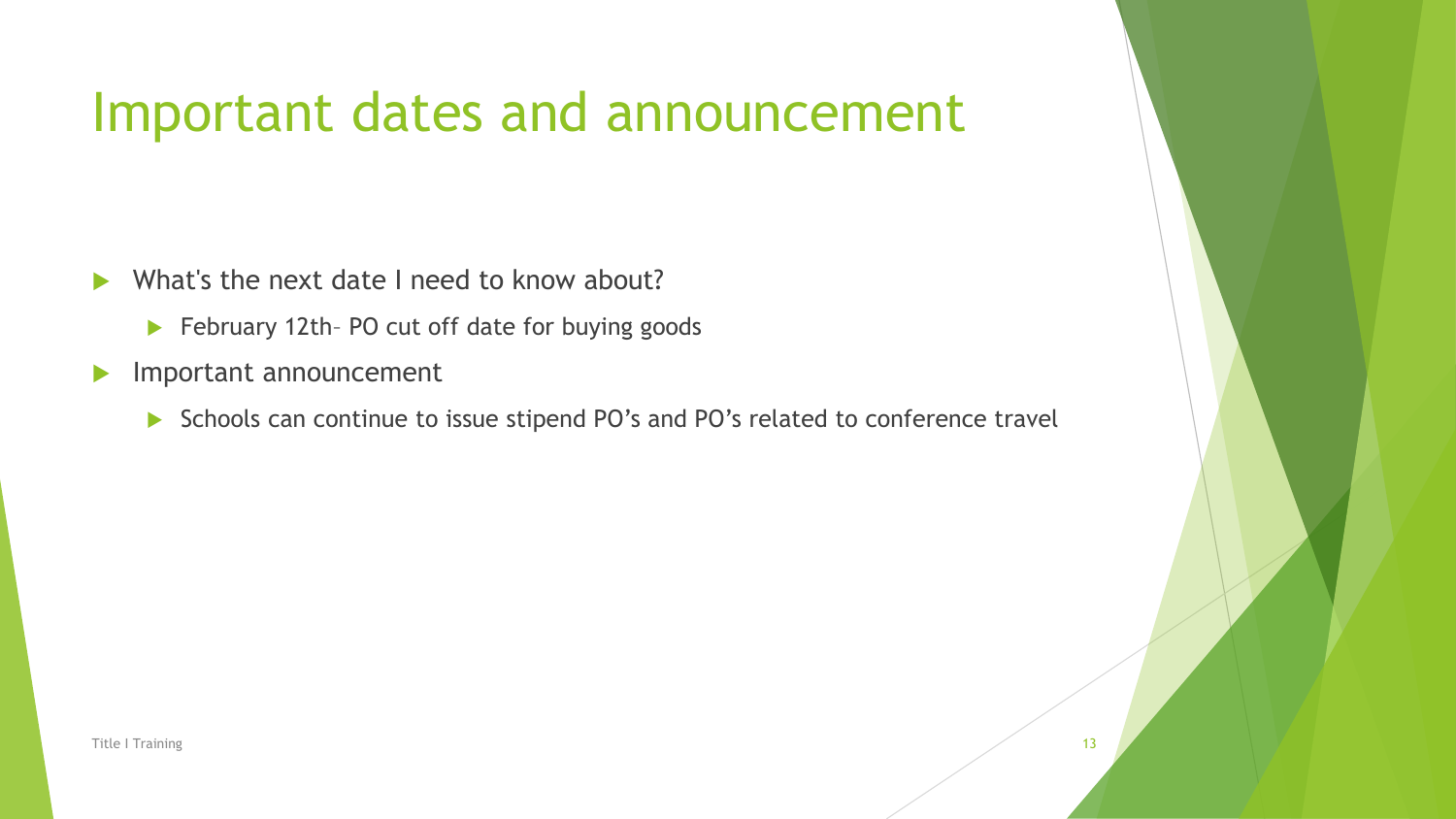# Important dates and announcement

- What's the next date I need to know about?
  - February 12th– PO cut off date for buying goods
- Important announcement
  - Schools can continue to issue stipend PO's and PO's related to conference travel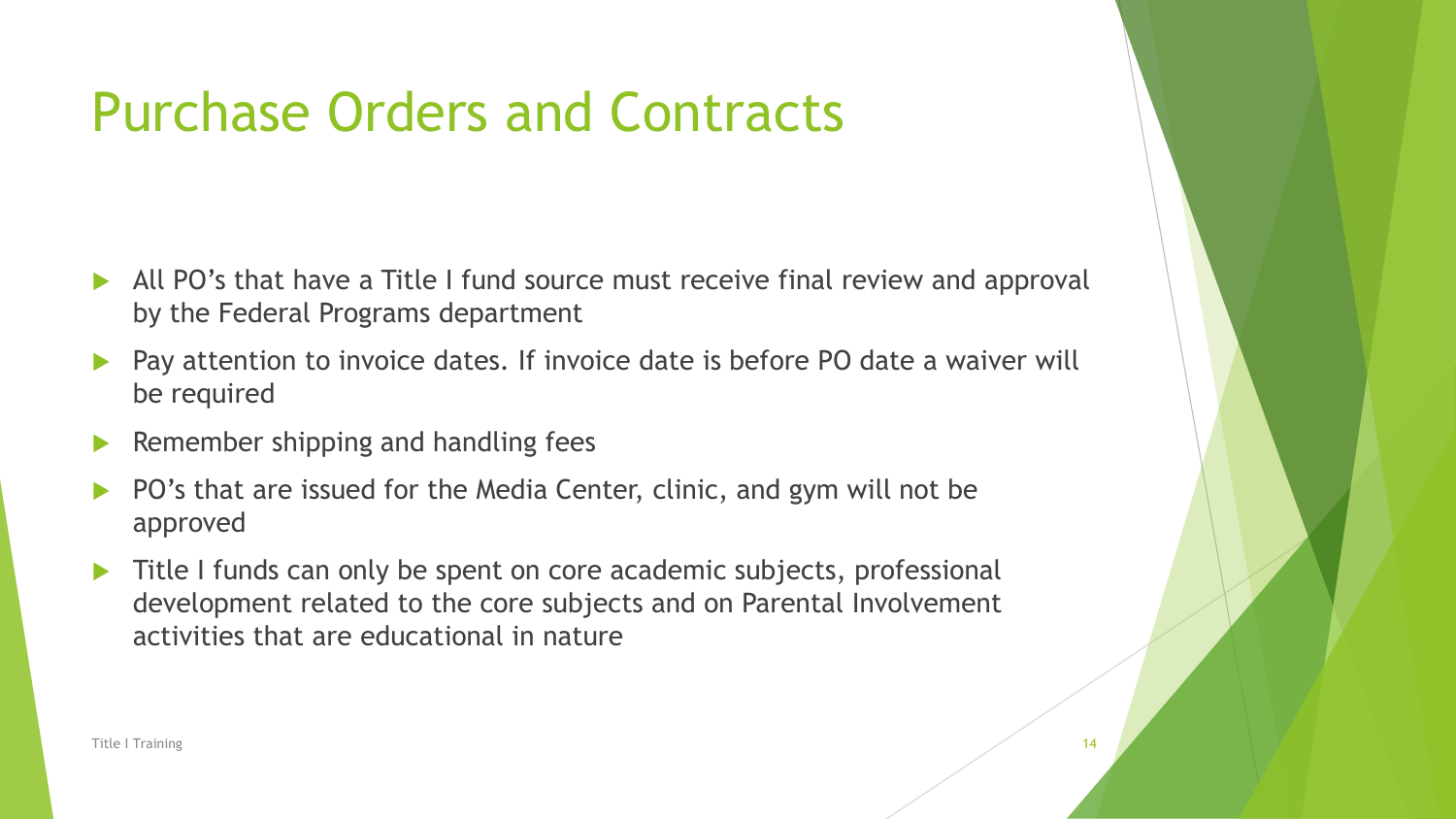# Purchase Orders and Contracts

- All PO's that have a Title I fund source must receive final review and approval by the Federal Programs department
- Pay attention to invoice dates. If invoice date is before PO date a waiver will be required
- Remember shipping and handling fees
- PO's that are issued for the Media Center, clinic, and gym will not be approved
- Title I funds can only be spent on core academic subjects, professional development related to the core subjects and on Parental Involvement activities that are educational in nature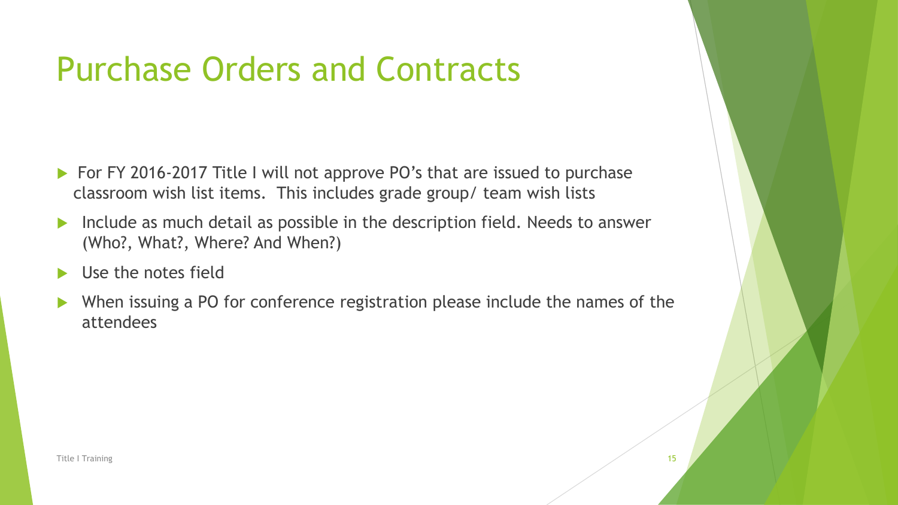# Purchase Orders and Contracts

- For FY 2016-2017 Title I will not approve PO's that are issued to purchase classroom wish list items. This includes grade group/ team wish lists
- Include as much detail as possible in the description field. Needs to answer (Who?, What?, Where? And When?)
- Use the notes field
- When issuing a PO for conference registration please include the names of the attendees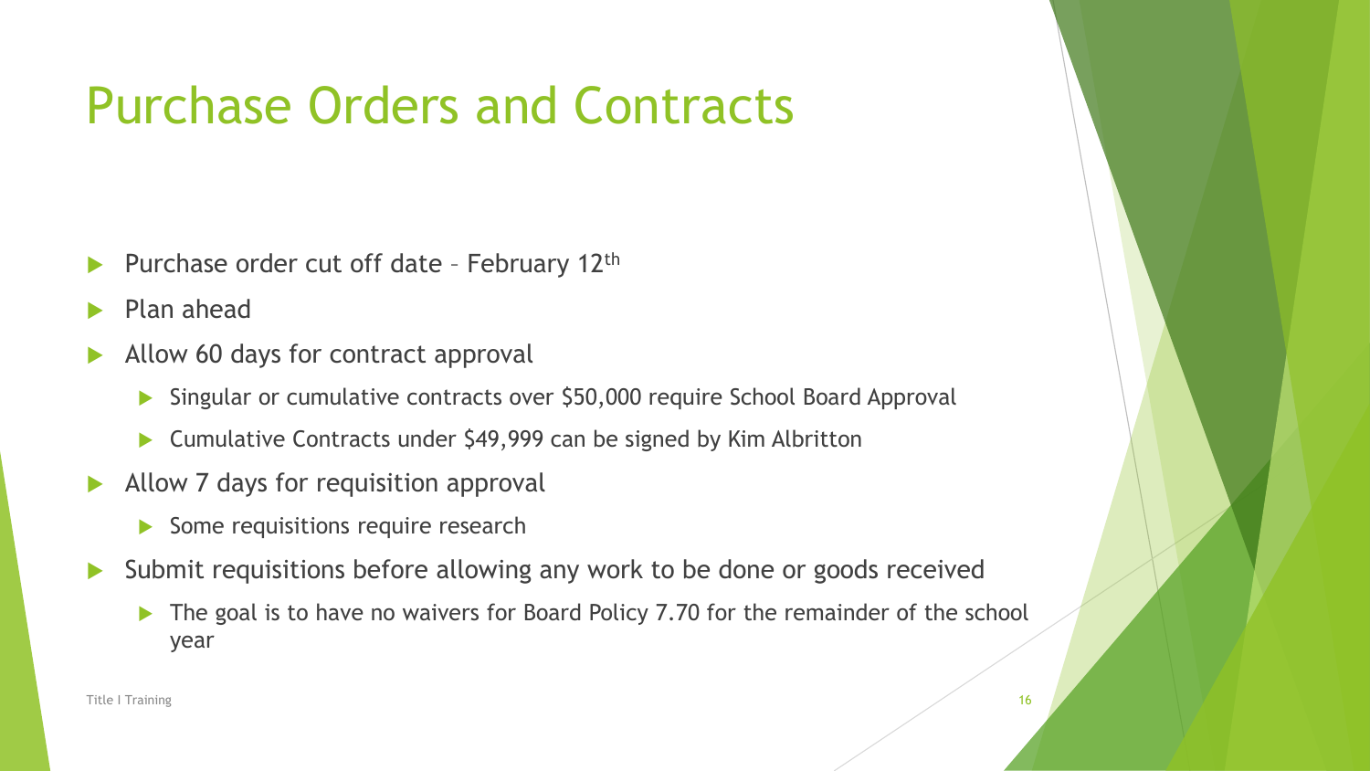# Purchase Orders and Contracts

- Purchase order cut off date – February 12th
- Plan ahead
- Allow 60 days for contract approval
  - Singular or cumulative contracts over $50,000 require School Board Approval
  - Cumulative Contracts under $49,999 can be signed by Kim Albritton
- Allow 7 days for requisition approval
  - Some requisitions require research
- Submit requisitions before allowing any work to be done or goods received
  - The goal is to have no waivers for Board Policy 7.70 for the remainder of the school year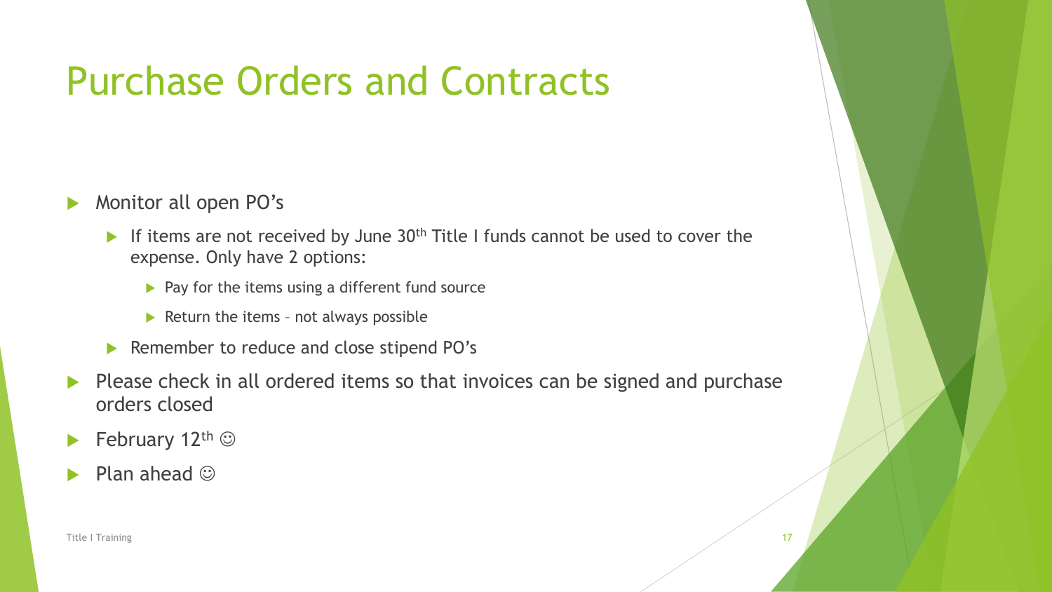# Purchase Orders and Contracts

- Monitor all open PO's
  - If items are not received by June 30th Title I funds cannot be used to cover the expense. Only have 2 options:
    - Pay for the items using a different fund source
    - Return the items – not always possible
  - Remember to reduce and close stipend PO's
- Please check in all ordered items so that invoices can be signed and purchase orders closed
- February 12th ☺
- Plan ahead ☺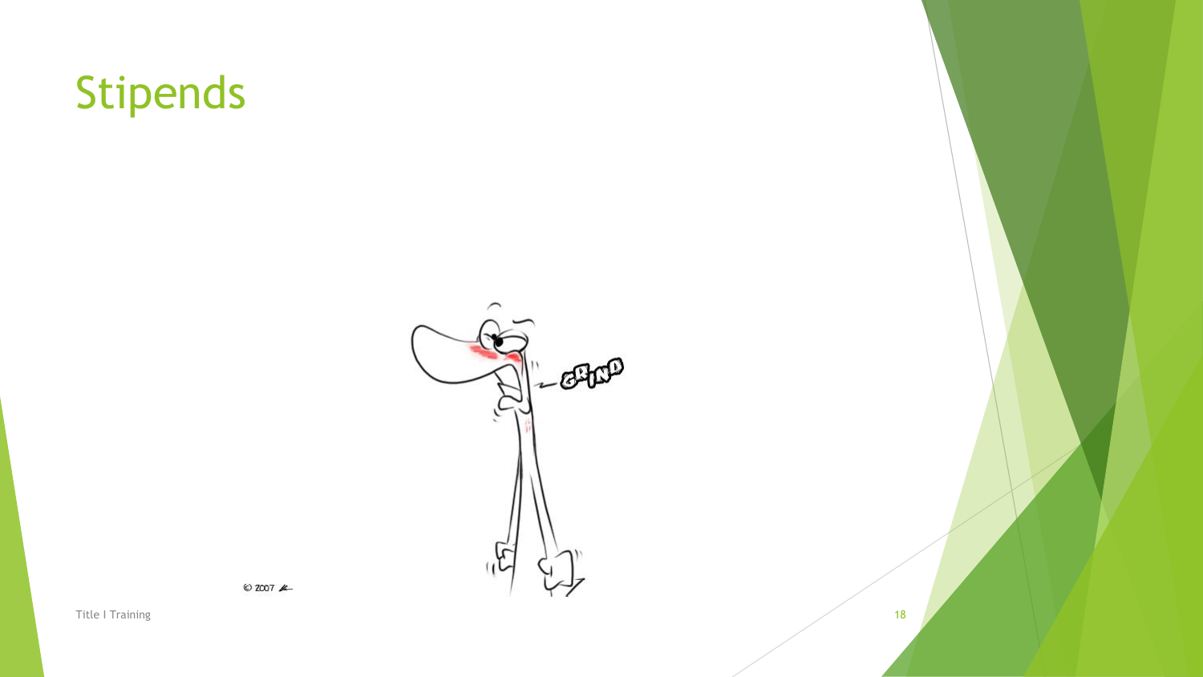# Stipends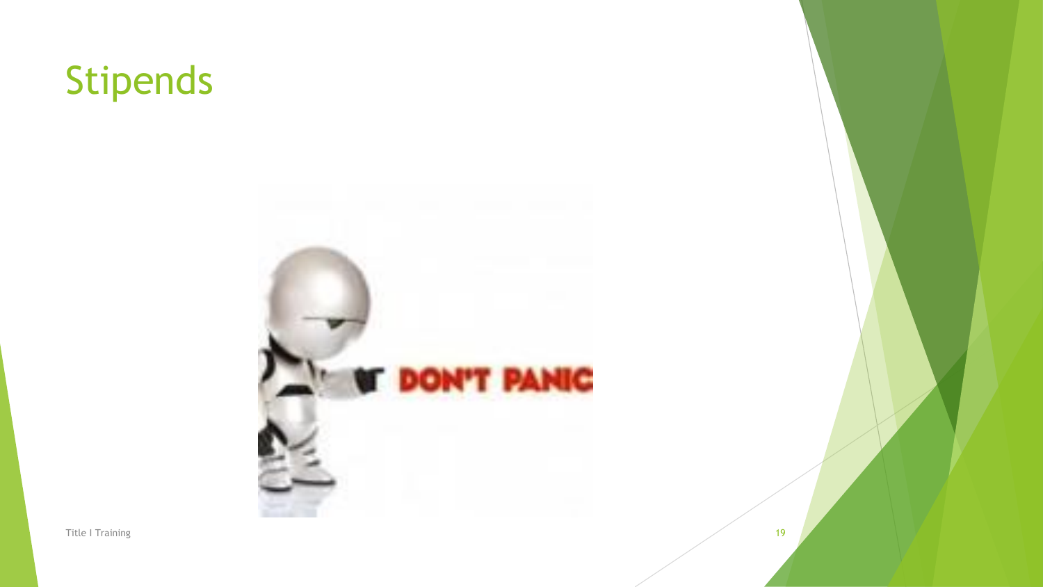# Stipends

DON'T PANIC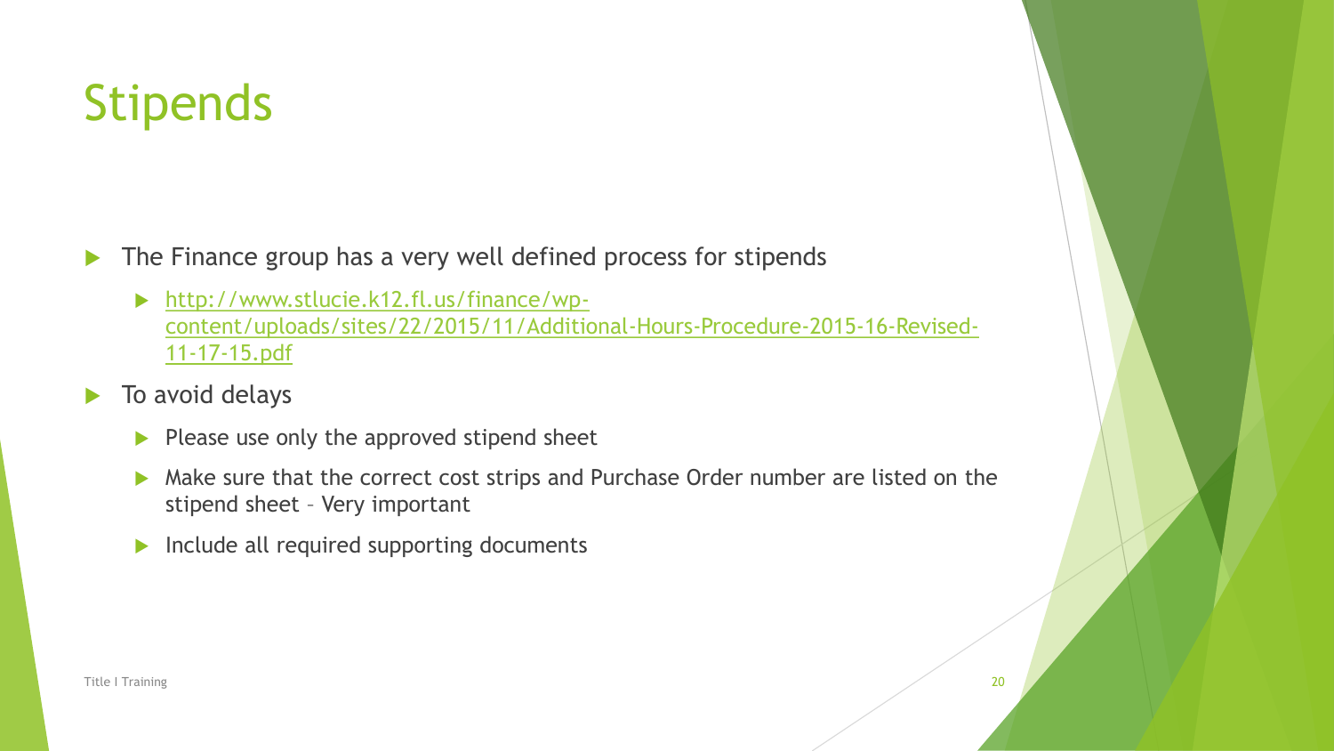# Stipends

- The Finance group has a very well defined process for stipends
  - [http://www.stlucie.k12.fl.us/finance/wp-content/uploads/sites/22/2015/11/Additional-Hours-Procedure-2015-16-Revised-11-17-15.pdf](http://www.stlucie.k12.fl.us/finance/wp-content/uploads/sites/22/2015/11/Additional-Hours-Procedure-2015-16-Revised-11-17-15.pdf)
- To avoid delays
  - Please use only the approved stipend sheet
  - Make sure that the correct cost strips and Purchase Order number are listed on the stipend sheet – Very important
  - Include all required supporting documents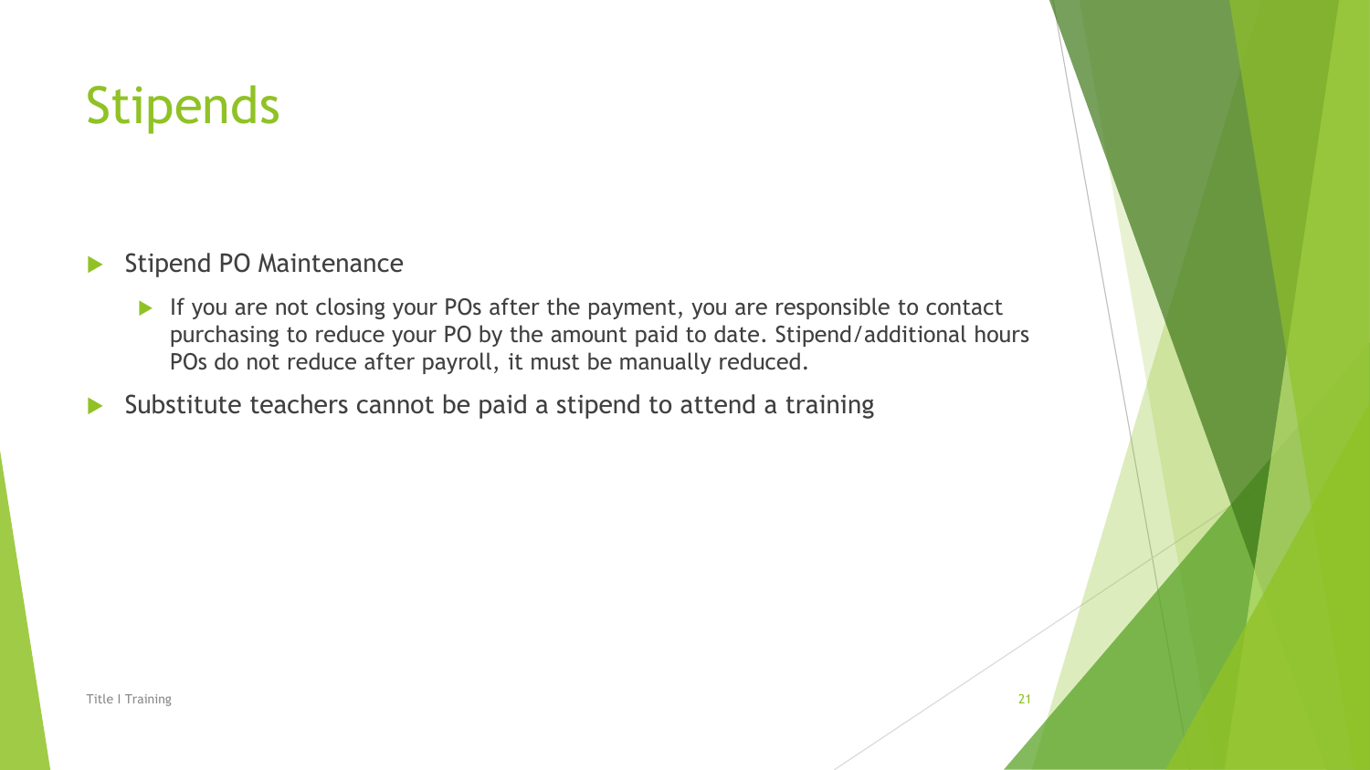# Stipends

- Stipend PO Maintenance
  - If you are not closing your POs after the payment, you are responsible to contact purchasing to reduce your PO by the amount paid to date. Stipend/additional hours POs do not reduce after payroll, it must be manually reduced.
- Substitute teachers cannot be paid a stipend to attend a training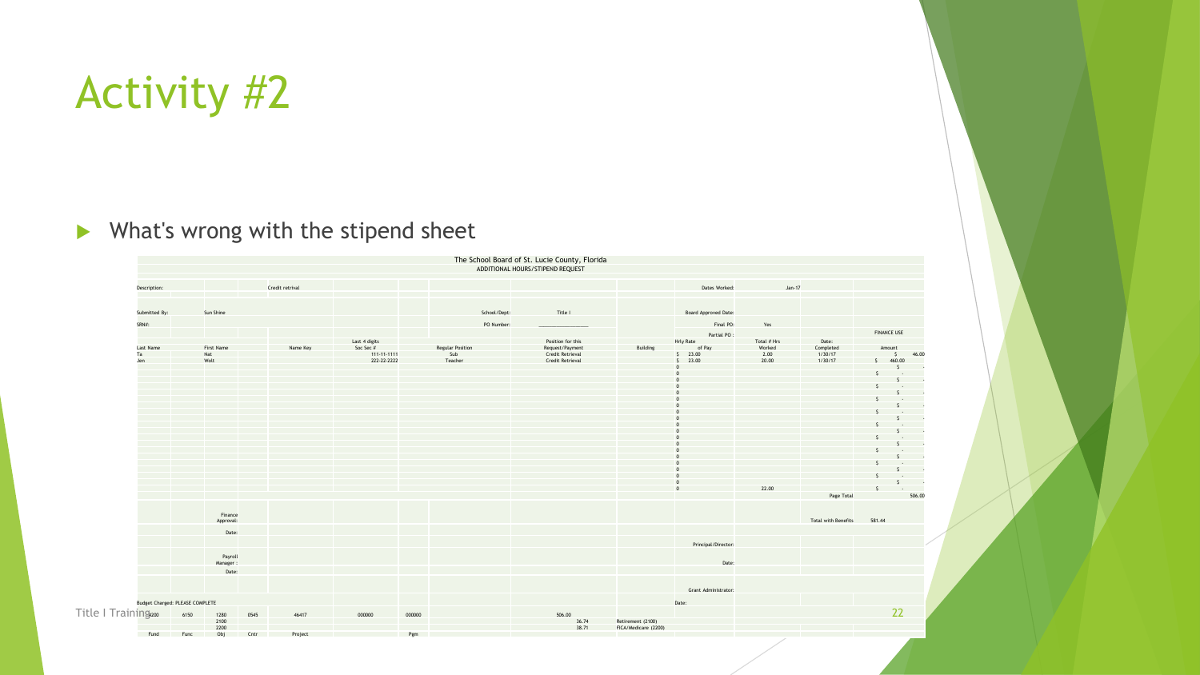# Activity #2

- What's wrong with the stipend sheet

**The School Board of St. Lucie County, Florida**
**ADDITIONAL HOURS/STIPEND REQUEST**

Description: Credit retrival | Dates Worked: Jan-17

Submitted By: Sun Shine | School/Dept: Title I | Board Approved Date:

SRN#: | PO Number: ________________ | Final PO: Yes

Partial PO:

| Last Name | First Name | Name Key | Last 4 digits Soc Sec # | Regular Position | Position for this Request/Payment | Building | Hrly Rate of Pay | Total # Hrs Worked | Date: Completed | FINANCE USE Amount |
|---|---|---|---|---|---|---|---|---|---|---|
| Ta | Nat | | 111-11-1111 | Sub | Credit Retrieval | | $ 23.00 | 2.00 | 1/30/17 | $ 46.00 |
| Jen | Wolt | | 222-22-2222 | Teacher | Credit Retrieval | | $ 23.00 | 20.00 | 1/30/17 | $ 460.00 |
| | | | | | | | 0 | | | $ - |
| | | | | | | | 0 | | | $ - |
| | | | | | | | 0 | | | $ - |
| | | | | | | | 0 | | | $ - |
| | | | | | | | 0 | | | $ - |
| | | | | | | | 0 | | | $ - |
| | | | | | | | 0 | | | $ - |
| | | | | | | | 0 | | | $ - |
| | | | | | | | 0 | | | $ - |
| | | | | | | | 0 | | | $ - |
| | | | | | | | 0 | | | $ - |
| | | | | | | | 0 | | | $ - |
| | | | | | | | 0 | | | $ - |
| | | | | | | | 0 | | | $ - |
| | | | | | | | 0 | | | $ - |
| | | | | | | | 0 | | | $ - |
| | | | | | | | 0 | | | $ - |
| | | | | | | | 0 | | | $ - |
| | | | | | | | 0 | | | $ - |
| | | | | | | | 0 | | | $ - |
| | | | | | | | | 22.00 | Page Total | 506.00 |

Finance Approval: | Total with Benefits 581.44

Date:

Principal/Director:

Payroll Manager: | Date:

Date:

Grant Administrator:

Date:

Budget Charged: PLEASE COMPLETE

| Fund | Func | Obj | Cntr | Project | | Pgm | | |
|---|---|---|---|---|---|---|---|---|
| 4200 | 6150 | 1280 | 0545 | 46417 | 000000 | 000000 | 506.00 | |
| | | 2100 | | | | | 36.74 | Retirement (2100) |
| | | 2200 | | | | | 38.71 | FICA/Medicare (2200) |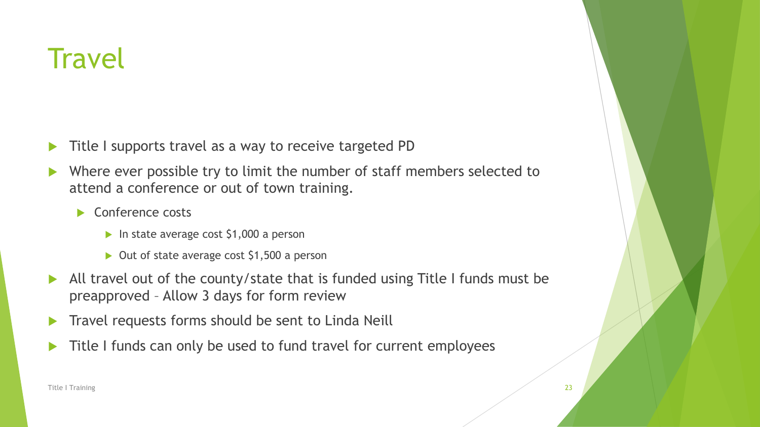# Travel

- Title I supports travel as a way to receive targeted PD
- Where ever possible try to limit the number of staff members selected to attend a conference or out of town training.
  - Conference costs
    - In state average cost $1,000 a person
    - Out of state average cost $1,500 a person
- All travel out of the county/state that is funded using Title I funds must be preapproved – Allow 3 days for form review
- Travel requests forms should be sent to Linda Neill
- Title I funds can only be used to fund travel for current employees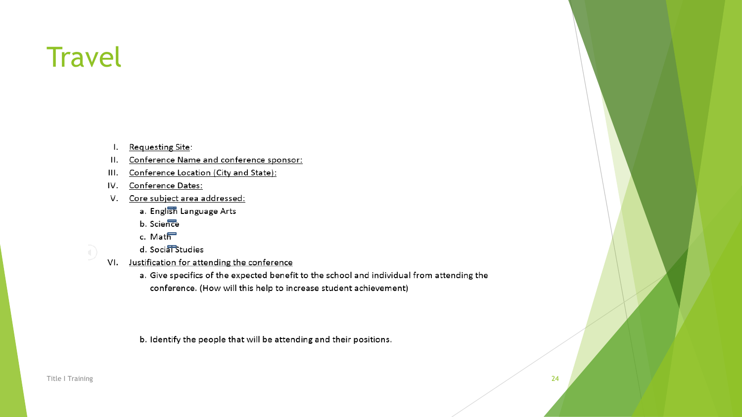# Travel

I. Requesting Site:

II. Conference Name and conference sponsor:

III. Conference Location (City and State):

IV. Conference Dates:

V. Core subject area addressed:

   a. English Language Arts

   b. Science

   c. Math

   d. Social Studies

VI. Justification for attending the conference

   a. Give specifics of the expected benefit to the school and individual from attending the conference. (How will this help to increase student achievement)

   b. Identify the people that will be attending and their positions.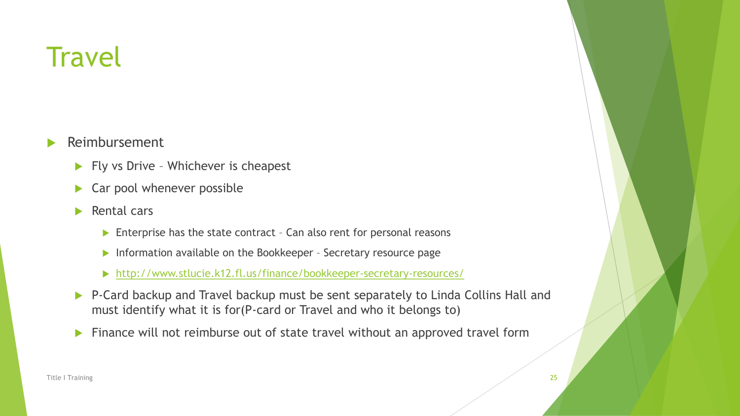# Travel

- Reimbursement
  - Fly vs Drive – Whichever is cheapest
  - Car pool whenever possible
  - Rental cars
    - Enterprise has the state contract – Can also rent for personal reasons
    - Information available on the Bookkeeper – Secretary resource page
    - [http://www.stlucie.k12.fl.us/finance/bookkeeper-secretary-resources/](http://www.stlucie.k12.fl.us/finance/bookkeeper-secretary-resources/)
  - P-Card backup and Travel backup must be sent separately to Linda Collins Hall and must identify what it is for(P-card or Travel and who it belongs to)
  - Finance will not reimburse out of state travel without an approved travel form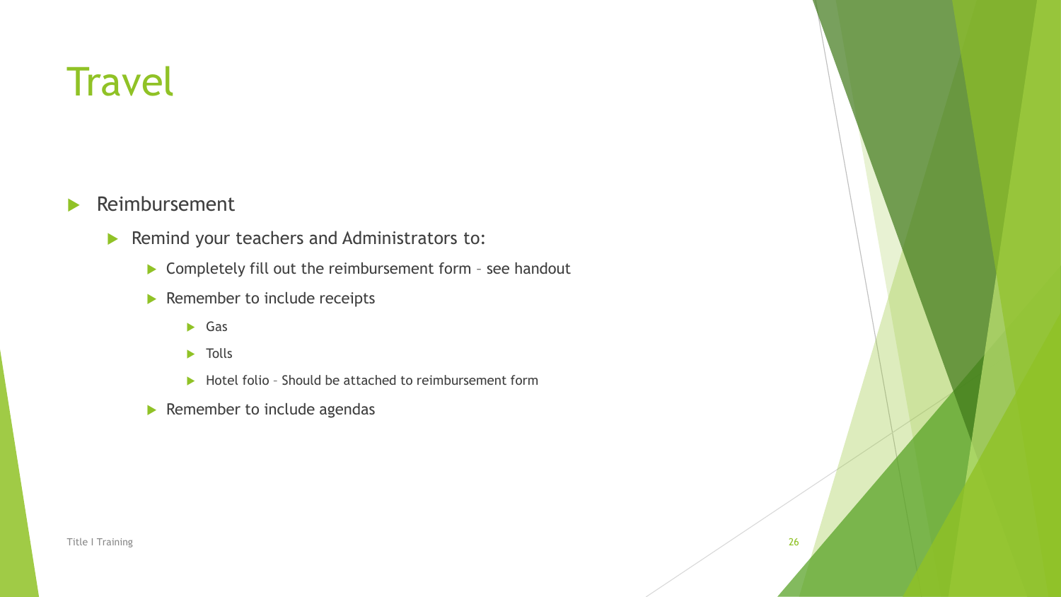# Travel

- Reimbursement
  - Remind your teachers and Administrators to:
    - Completely fill out the reimbursement form – see handout
    - Remember to include receipts
      - Gas
      - Tolls
      - Hotel folio – Should be attached to reimbursement form
    - Remember to include agendas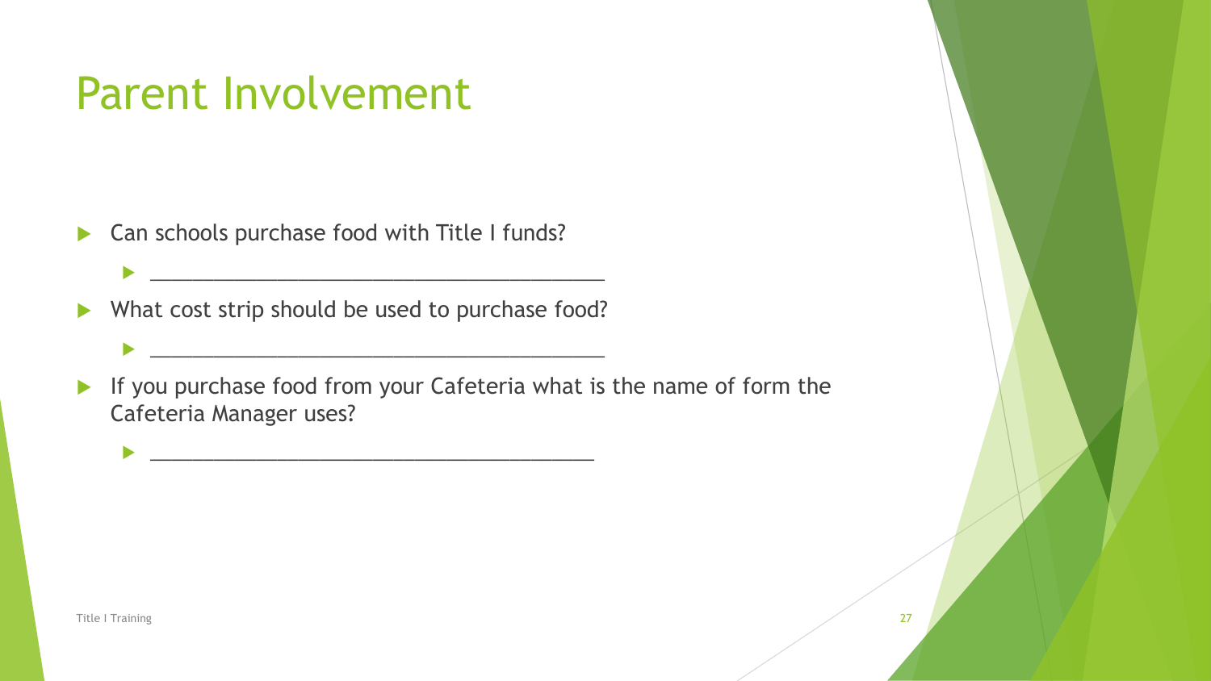# Parent Involvement

- Can schools purchase food with Title I funds?
  - ________________________________________
- What cost strip should be used to purchase food?
  - ________________________________________
- If you purchase food from your Cafeteria what is the name of form the Cafeteria Manager uses?
  - _______________________________________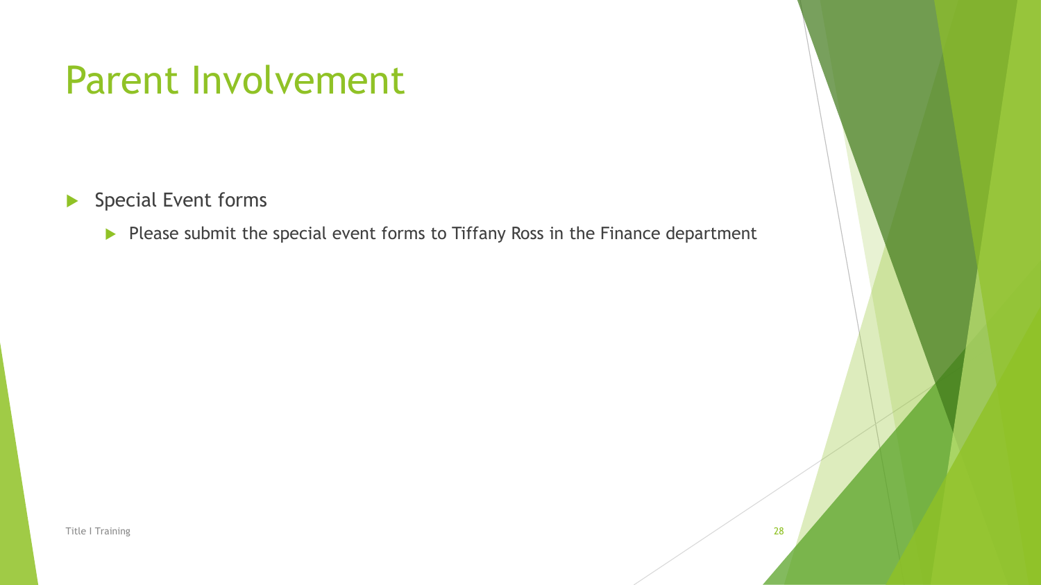# Parent Involvement

- Special Event forms
  - Please submit the special event forms to Tiffany Ross in the Finance department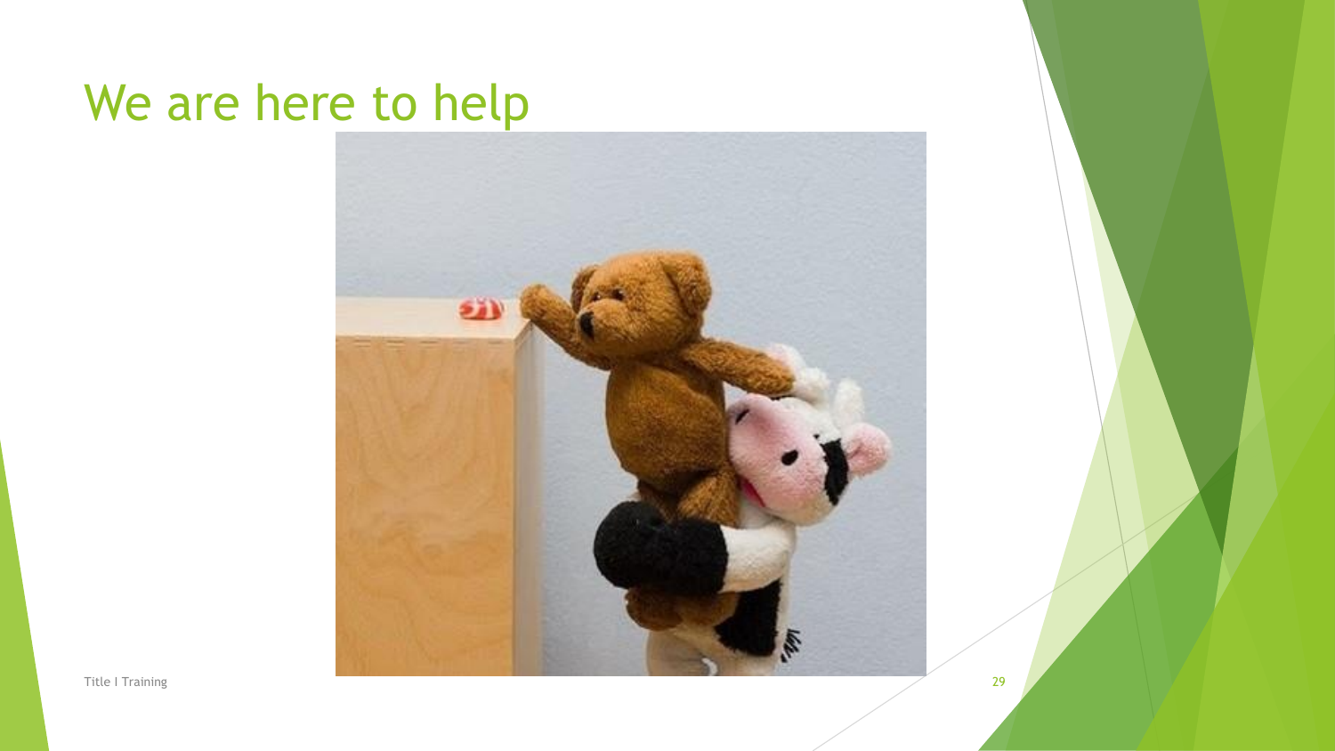# We are here to help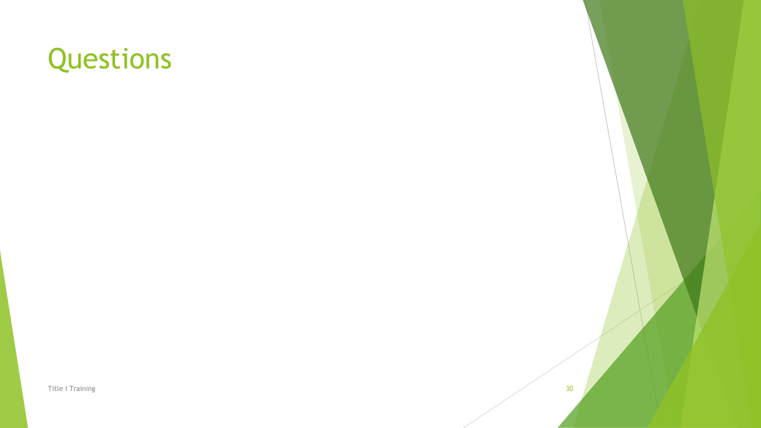# Questions